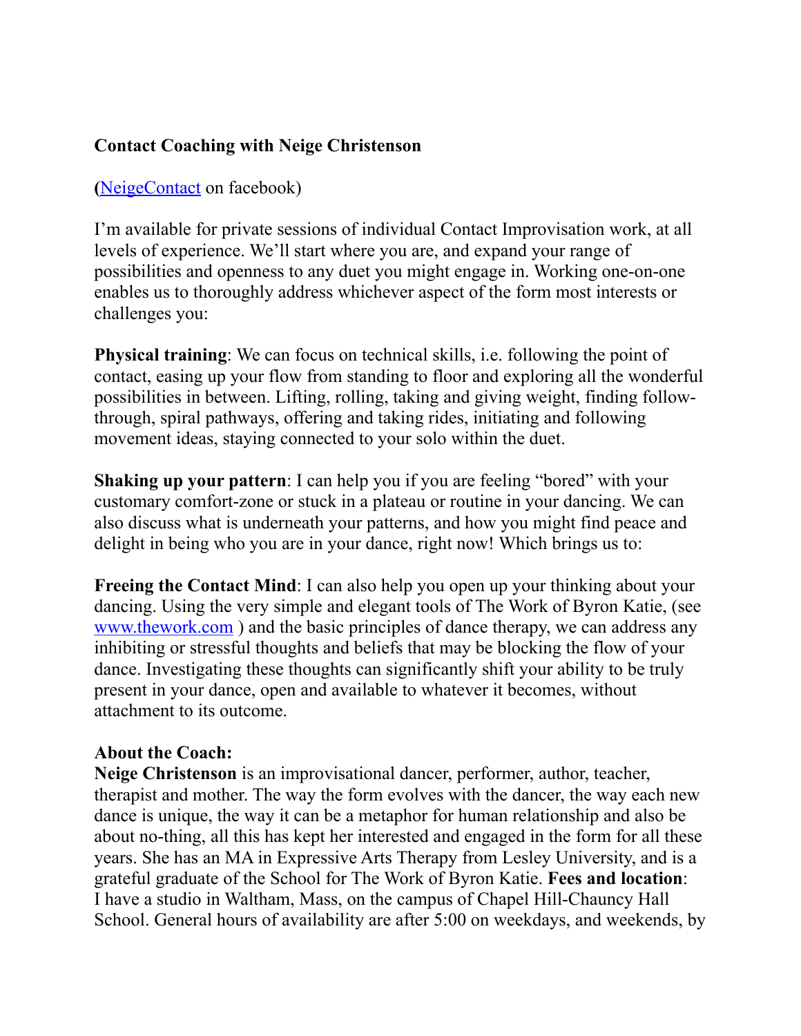**Contact Coaching with Neige Christenson**

**(**[NeigeContact](NeigeContact) on facebook)

I'm available for private sessions of individual Contact Improvisation work, at all levels of experience. We'll start where you are, and expand your range of possibilities and openness to any duet you might engage in. Working one-on-one enables us to thoroughly address whichever aspect of the form most interests or challenges you:

**Physical training**: We can focus on technical skills, i.e. following the point of contact, easing up your flow from standing to floor and exploring all the wonderful possibilities in between. Lifting, rolling, taking and giving weight, finding follow-through, spiral pathways, offering and taking rides, initiating and following movement ideas, staying connected to your solo within the duet.

**Shaking up your pattern**: I can help you if you are feeling "bored" with your customary comfort-zone or stuck in a plateau or routine in your dancing. We can also discuss what is underneath your patterns, and how you might find peace and delight in being who you are in your dance, right now! Which brings us to:

**Freeing the Contact Mind**: I can also help you open up your thinking about your dancing. Using the very simple and elegant tools of The Work of Byron Katie, (see [www.thework.com](www.thework.com) ) and the basic principles of dance therapy, we can address any inhibiting or stressful thoughts and beliefs that may be blocking the flow of your dance. Investigating these thoughts can significantly shift your ability to be truly present in your dance, open and available to whatever it becomes, without attachment to its outcome.

**About the Coach:**
**Neige Christenson** is an improvisational dancer, performer, author, teacher, therapist and mother. The way the form evolves with the dancer, the way each new dance is unique, the way it can be a metaphor for human relationship and also be about no-thing, all this has kept her interested and engaged in the form for all these years. She has an MA in Expressive Arts Therapy from Lesley University, and is a grateful graduate of the School for The Work of Byron Katie. **Fees and location**: I have a studio in Waltham, Mass, on the campus of Chapel Hill-Chauncy Hall School. General hours of availability are after 5:00 on weekdays, and weekends, by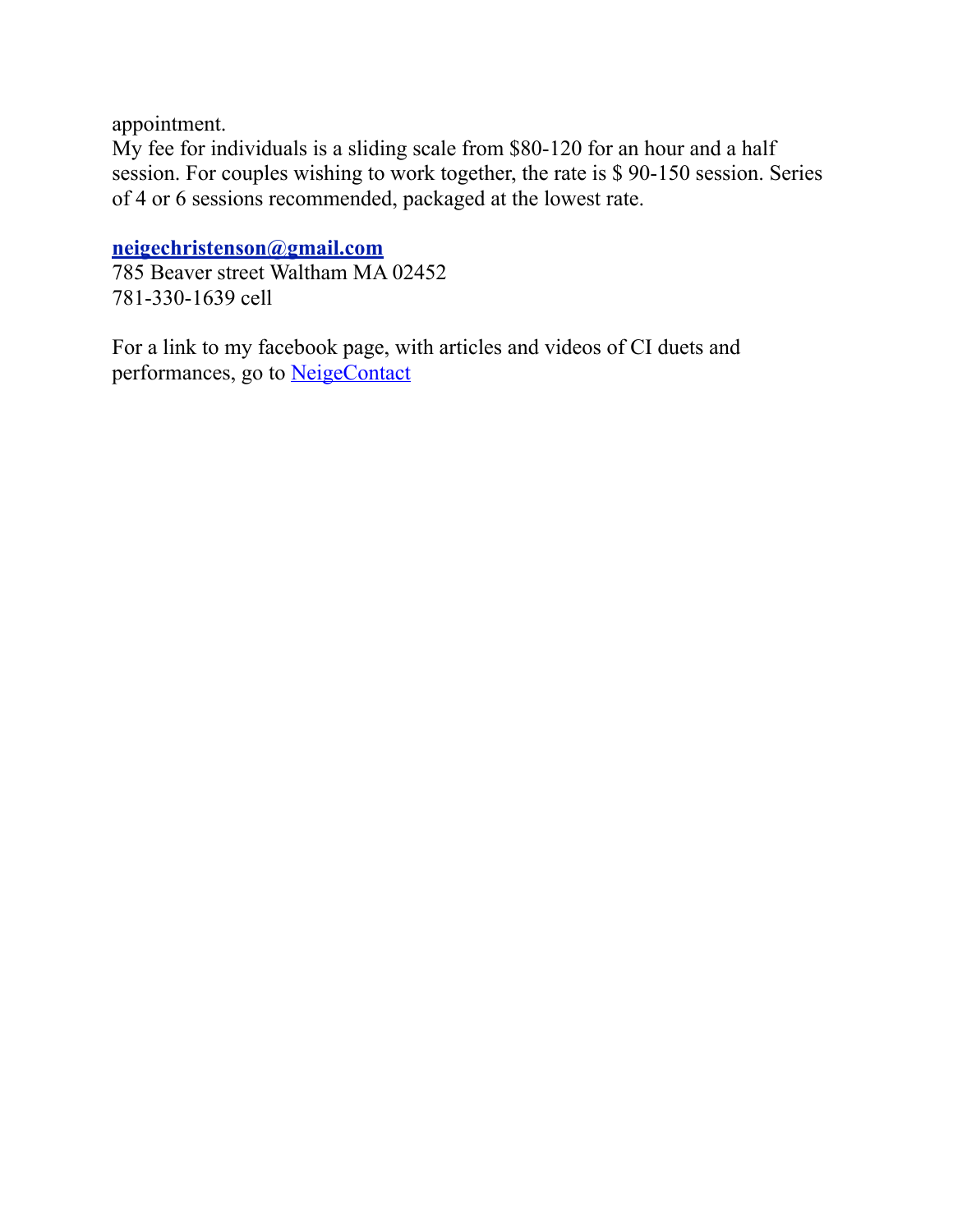appointment.
My fee for individuals is a sliding scale from $80-120 for an hour and a half session. For couples wishing to work together, the rate is $ 90-150 session. Series of 4 or 6 sessions recommended, packaged at the lowest rate.

**neigechristenson@gmail.com**
785 Beaver street Waltham MA 02452
781-330-1639 cell

For a link to my facebook page, with articles and videos of CI duets and performances, go to NeigeContact